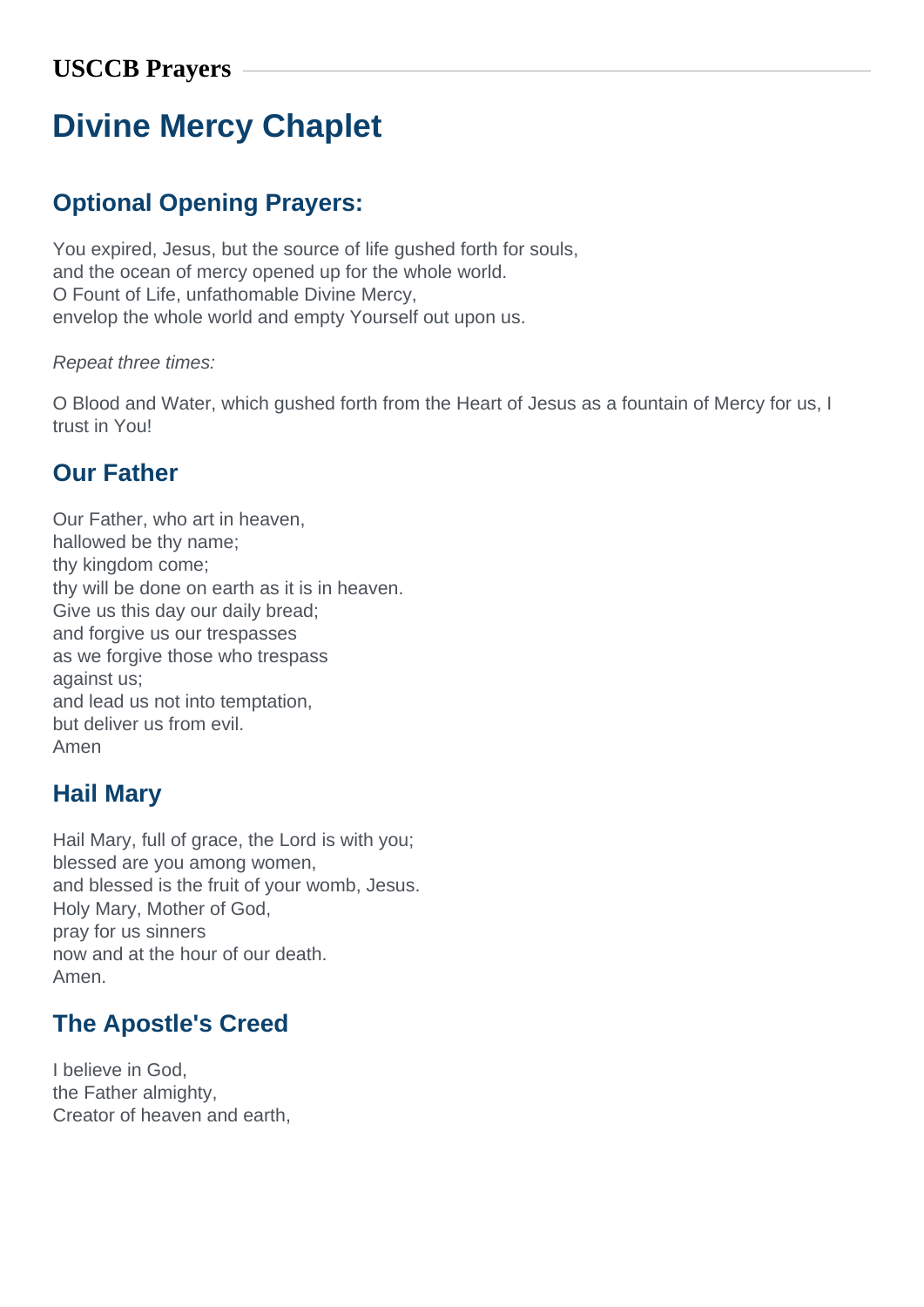**USCCB Prayers**

# Divine Mercy Chaplet

## Optional Opening Prayers:

You expired, Jesus, but the source of life gushed forth for souls,
and the ocean of mercy opened up for the whole world.
O Fount of Life, unfathomable Divine Mercy,
envelop the whole world and empty Yourself out upon us.

*Repeat three times:*

O Blood and Water, which gushed forth from the Heart of Jesus as a fountain of Mercy for us, I trust in You!

## Our Father

Our Father, who art in heaven,
hallowed be thy name;
thy kingdom come;
thy will be done on earth as it is in heaven.
Give us this day our daily bread;
and forgive us our trespasses
as we forgive those who trespass
against us;
and lead us not into temptation,
but deliver us from evil.
Amen

## Hail Mary

Hail Mary, full of grace, the Lord is with you;
blessed are you among women,
and blessed is the fruit of your womb, Jesus.
Holy Mary, Mother of God,
pray for us sinners
now and at the hour of our death.
Amen.

## The Apostle's Creed

I believe in God,
the Father almighty,
Creator of heaven and earth,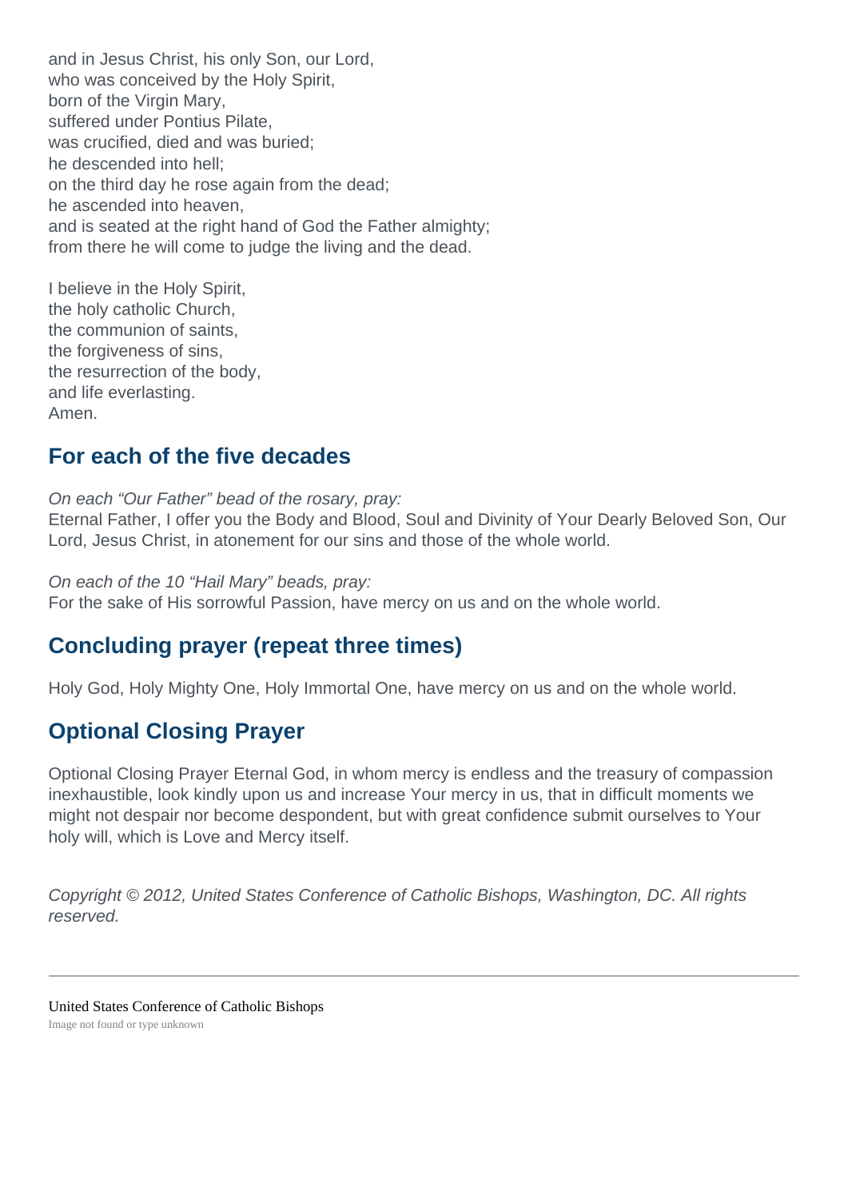and in Jesus Christ, his only Son, our Lord,
who was conceived by the Holy Spirit,
born of the Virgin Mary,
suffered under Pontius Pilate,
was crucified, died and was buried;
he descended into hell;
on the third day he rose again from the dead;
he ascended into heaven,
and is seated at the right hand of God the Father almighty;
from there he will come to judge the living and the dead.

I believe in the Holy Spirit,
the holy catholic Church,
the communion of saints,
the forgiveness of sins,
the resurrection of the body,
and life everlasting.
Amen.

## For each of the five decades

*On each "Our Father" bead of the rosary, pray:*
Eternal Father, I offer you the Body and Blood, Soul and Divinity of Your Dearly Beloved Son, Our Lord, Jesus Christ, in atonement for our sins and those of the whole world.

*On each of the 10 "Hail Mary" beads, pray:*
For the sake of His sorrowful Passion, have mercy on us and on the whole world.

## Concluding prayer (repeat three times)

Holy God, Holy Mighty One, Holy Immortal One, have mercy on us and on the whole world.

## Optional Closing Prayer

Optional Closing Prayer Eternal God, in whom mercy is endless and the treasury of compassion inexhaustible, look kindly upon us and increase Your mercy in us, that in difficult moments we might not despair nor become despondent, but with great confidence submit ourselves to Your holy will, which is Love and Mercy itself.

*Copyright © 2012, United States Conference of Catholic Bishops, Washington, DC. All rights reserved.*

---

United States Conference of Catholic Bishops
Image not found or type unknown